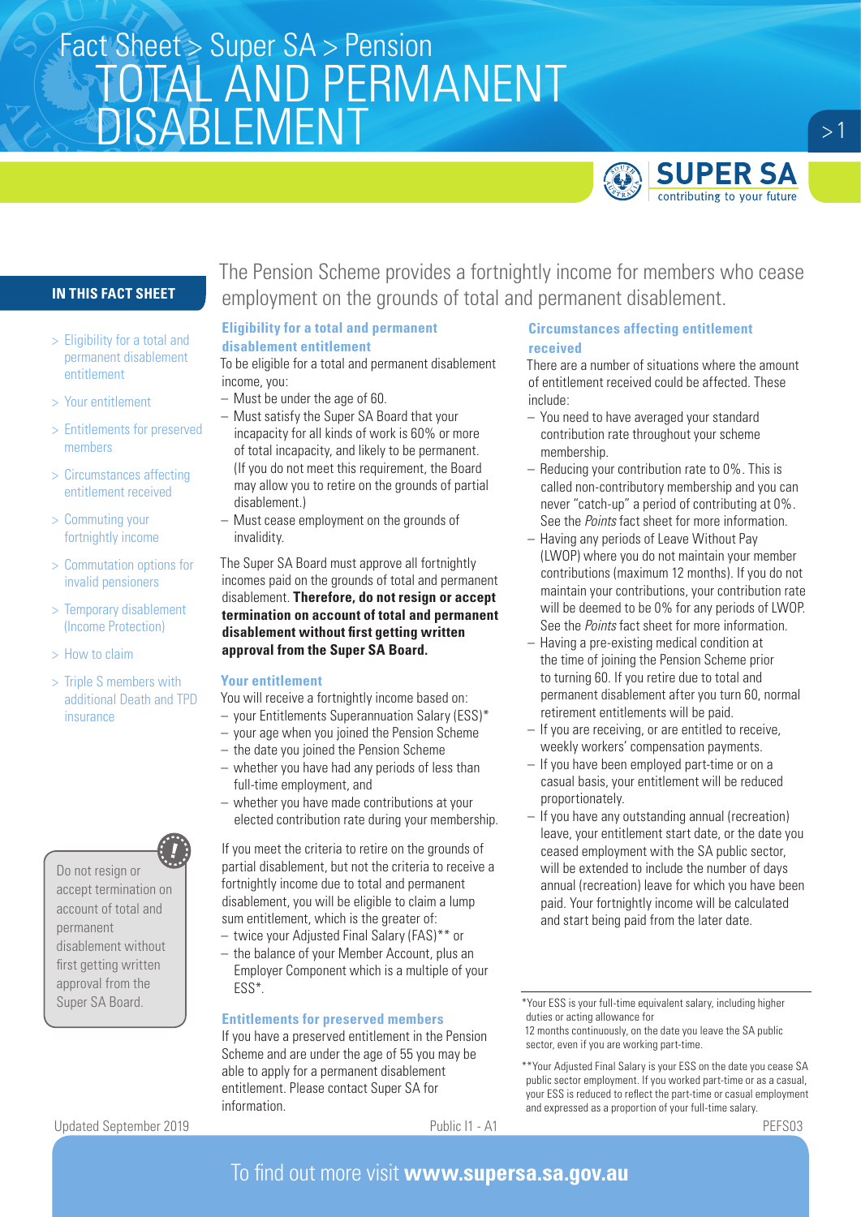Fact Sheet > Super SA > Pension

# TOTAL AND PERMANENT DISABLEMENT

**IN THIS FACT SHEET**

- Eligibility for a total and permanent disablement entitlement
- Your entitlement
- Entitlements for preserved members
- Circumstances affecting entitlement received
- Commuting your fortnightly income
- Commutation options for invalid pensioners
- Temporary disablement (Income Protection)
- How to claim
- Triple S members with additional Death and TPD insurance

Do not resign or accept termination on account of total and permanent disablement without first getting written approval from the Super SA Board.

The Pension Scheme provides a fortnightly income for members who cease employment on the grounds of total and permanent disablement.

## Eligibility for a total and permanent disablement entitlement

To be eligible for a total and permanent disablement income, you:

- Must be under the age of 60.
- Must satisfy the Super SA Board that your incapacity for all kinds of work is 60% or more of total incapacity, and likely to be permanent. (If you do not meet this requirement, the Board may allow you to retire on the grounds of partial disablement.)
- Must cease employment on the grounds of invalidity.

The Super SA Board must approve all fortnightly incomes paid on the grounds of total and permanent disablement. **Therefore, do not resign or accept termination on account of total and permanent disablement without first getting written approval from the Super SA Board.**

## Your entitlement

You will receive a fortnightly income based on:

- your Entitlements Superannuation Salary (ESS)*
- your age when you joined the Pension Scheme
- the date you joined the Pension Scheme
- whether you have had any periods of less than full-time employment, and
- whether you have made contributions at your elected contribution rate during your membership.

If you meet the criteria to retire on the grounds of partial disablement, but not the criteria to receive a fortnightly income due to total and permanent disablement, you will be eligible to claim a lump sum entitlement, which is the greater of:

- twice your Adjusted Final Salary (FAS)** or
- the balance of your Member Account, plus an Employer Component which is a multiple of your ESS*.

## Entitlements for preserved members

If you have a preserved entitlement in the Pension Scheme and are under the age of 55 you may be able to apply for a permanent disablement entitlement. Please contact Super SA for information.

## Circumstances affecting entitlement received

There are a number of situations where the amount of entitlement received could be affected. These include:

- You need to have averaged your standard contribution rate throughout your scheme membership.
- Reducing your contribution rate to 0%. This is called non-contributory membership and you can never "catch-up" a period of contributing at 0%. See the *Points* fact sheet for more information.
- Having any periods of Leave Without Pay (LWOP) where you do not maintain your member contributions (maximum 12 months). If you do not maintain your contributions, your contribution rate will be deemed to be 0% for any periods of LWOP. See the *Points* fact sheet for more information.
- Having a pre-existing medical condition at the time of joining the Pension Scheme prior to turning 60. If you retire due to total and permanent disablement after you turn 60, normal retirement entitlements will be paid.
- If you are receiving, or are entitled to receive, weekly workers' compensation payments.
- If you have been employed part-time or on a casual basis, your entitlement will be reduced proportionately.
- If you have any outstanding annual (recreation) leave, your entitlement start date, or the date you ceased employment with the SA public sector, will be extended to include the number of days annual (recreation) leave for which you have been paid. Your fortnightly income will be calculated and start being paid from the later date.

*Your ESS is your full-time equivalent salary, including higher duties or acting allowance for 12 months continuously, on the date you leave the SA public sector, even if you are working part-time.

**Your Adjusted Final Salary is your ESS on the date you cease SA public sector employment. If you worked part-time or as a casual, your ESS is reduced to reflect the part-time or casual employment and expressed as a proportion of your full-time salary.

Updated September 2019 Public I1 - A1 PEFS03

To find out more visit **www.supersa.sa.gov.au**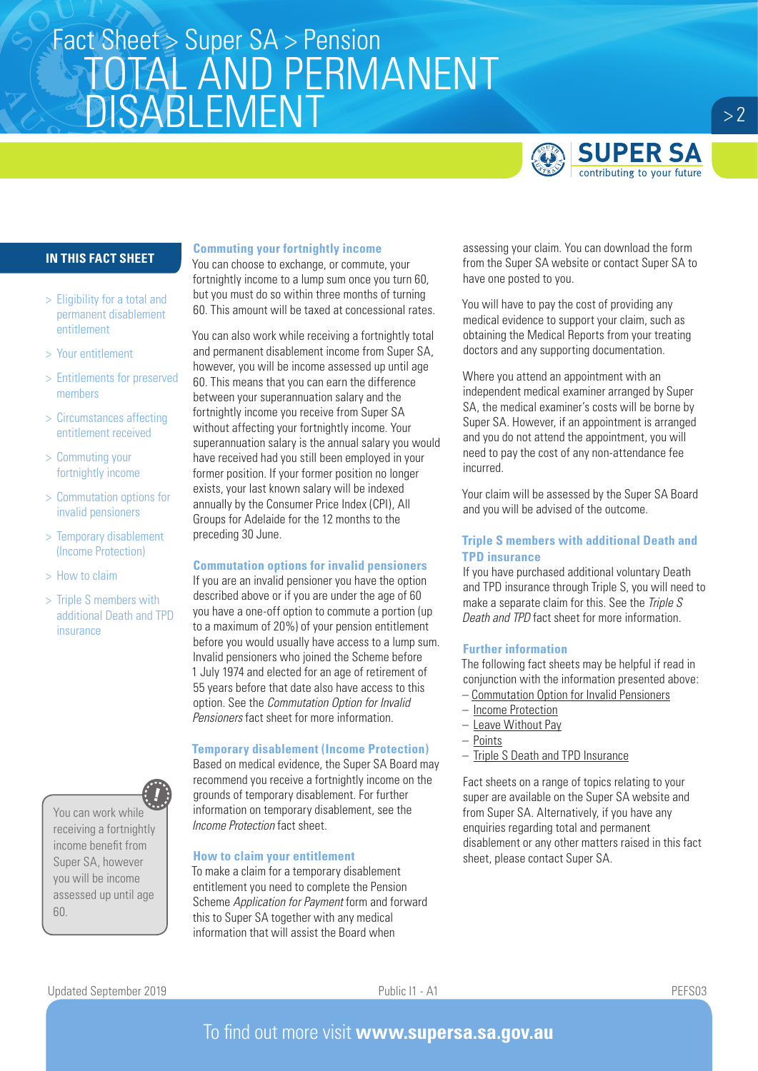# Fact Sheet > Super SA > Pension
# TOTAL AND PERMANENT DISABLEMENT

**IN THIS FACT SHEET**

- > Eligibility for a total and permanent disablement entitlement
- > Your entitlement
- > Entitlements for preserved members
- > Circumstances affecting entitlement received
- > Commuting your fortnightly income
- > Commutation options for invalid pensioners
- > Temporary disablement (Income Protection)
- > How to claim
- > Triple S members with additional Death and TPD insurance

You can work while receiving a fortnightly income benefit from Super SA, however you will be income assessed up until age 60.

## Commuting your fortnightly income

You can choose to exchange, or commute, your fortnightly income to a lump sum once you turn 60, but you must do so within three months of turning 60. This amount will be taxed at concessional rates.

You can also work while receiving a fortnightly total and permanent disablement income from Super SA, however, you will be income assessed up until age 60. This means that you can earn the difference between your superannuation salary and the fortnightly income you receive from Super SA without affecting your fortnightly income. Your superannuation salary is the annual salary you would have received had you still been employed in your former position. If your former position no longer exists, your last known salary will be indexed annually by the Consumer Price Index (CPI), All Groups for Adelaide for the 12 months to the preceding 30 June.

## Commutation options for invalid pensioners

If you are an invalid pensioner you have the option described above or if you are under the age of 60 you have a one-off option to commute a portion (up to a maximum of 20%) of your pension entitlement before you would usually have access to a lump sum. Invalid pensioners who joined the Scheme before 1 July 1974 and elected for an age of retirement of 55 years before that date also have access to this option. See the *Commutation Option for Invalid Pensioners* fact sheet for more information.

## Temporary disablement (Income Protection)

Based on medical evidence, the Super SA Board may recommend you receive a fortnightly income on the grounds of temporary disablement. For further information on temporary disablement, see the *Income Protection* fact sheet.

## How to claim your entitlement

To make a claim for a temporary disablement entitlement you need to complete the Pension Scheme *Application for Payment* form and forward this to Super SA together with any medical information that will assist the Board when assessing your claim. You can download the form from the Super SA website or contact Super SA to have one posted to you.

You will have to pay the cost of providing any medical evidence to support your claim, such as obtaining the Medical Reports from your treating doctors and any supporting documentation.

Where you attend an appointment with an independent medical examiner arranged by Super SA, the medical examiner's costs will be borne by Super SA. However, if an appointment is arranged and you do not attend the appointment, you will need to pay the cost of any non-attendance fee incurred.

Your claim will be assessed by the Super SA Board and you will be advised of the outcome.

## Triple S members with additional Death and TPD insurance

If you have purchased additional voluntary Death and TPD insurance through Triple S, you will need to make a separate claim for this. See the *Triple S Death and TPD* fact sheet for more information.

## Further information

The following fact sheets may be helpful if read in conjunction with the information presented above:

- Commutation Option for Invalid Pensioners
- Income Protection
- Leave Without Pay
- Points
- Triple S Death and TPD Insurance

Fact sheets on a range of topics relating to your super are available on the Super SA website and from Super SA. Alternatively, if you have any enquiries regarding total and permanent disablement or any other matters raised in this fact sheet, please contact Super SA.

Updated September 2019 | Public I1 - A1 | PEFS03

To find out more visit **www.supersa.sa.gov.au**